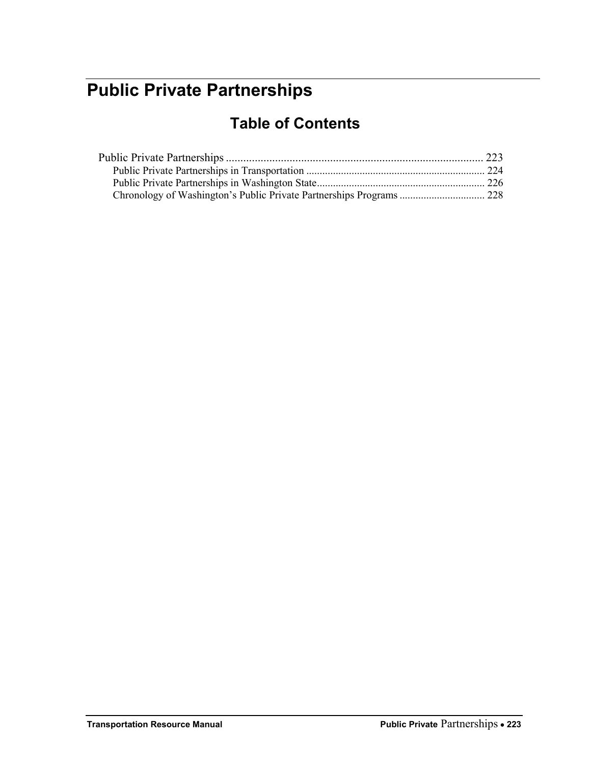# Public Private Partnerships

## Table of Contents

Public Private Partnerships ........................................................................................ 223

- Public Private Partnerships in Transportation .................................................................. 224
- Public Private Partnerships in Washington State............................................................... 226
- Chronology of Washington's Public Private Partnerships Programs ................................ 228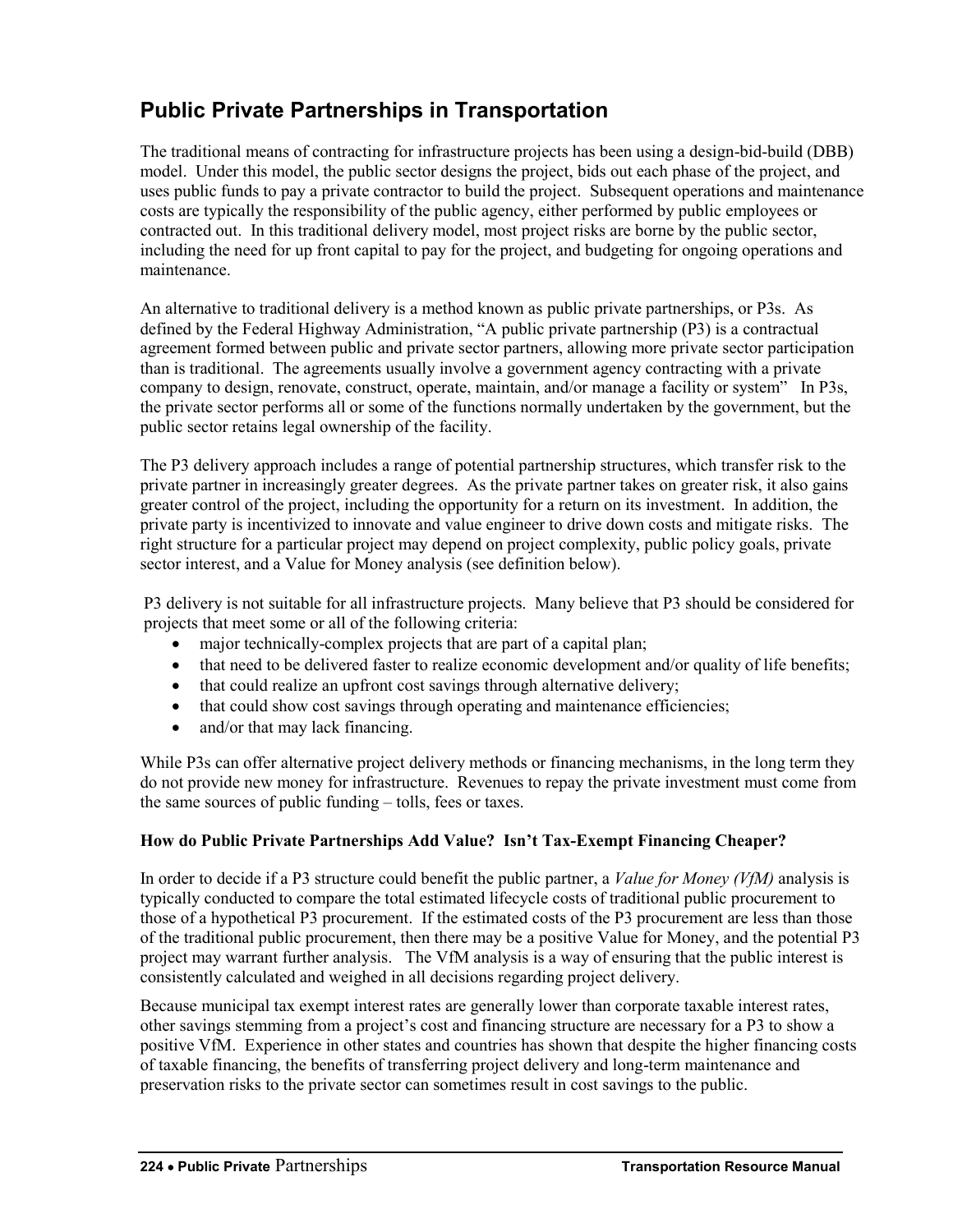# Public Private Partnerships in Transportation

The traditional means of contracting for infrastructure projects has been using a design-bid-build (DBB) model. Under this model, the public sector designs the project, bids out each phase of the project, and uses public funds to pay a private contractor to build the project. Subsequent operations and maintenance costs are typically the responsibility of the public agency, either performed by public employees or contracted out. In this traditional delivery model, most project risks are borne by the public sector, including the need for up front capital to pay for the project, and budgeting for ongoing operations and maintenance.

An alternative to traditional delivery is a method known as public private partnerships, or P3s. As defined by the Federal Highway Administration, "A public private partnership (P3) is a contractual agreement formed between public and private sector partners, allowing more private sector participation than is traditional. The agreements usually involve a government agency contracting with a private company to design, renovate, construct, operate, maintain, and/or manage a facility or system" In P3s, the private sector performs all or some of the functions normally undertaken by the government, but the public sector retains legal ownership of the facility.

The P3 delivery approach includes a range of potential partnership structures, which transfer risk to the private partner in increasingly greater degrees. As the private partner takes on greater risk, it also gains greater control of the project, including the opportunity for a return on its investment. In addition, the private party is incentivized to innovate and value engineer to drive down costs and mitigate risks. The right structure for a particular project may depend on project complexity, public policy goals, private sector interest, and a Value for Money analysis (see definition below).

P3 delivery is not suitable for all infrastructure projects. Many believe that P3 should be considered for projects that meet some or all of the following criteria:

- major technically-complex projects that are part of a capital plan;
- that need to be delivered faster to realize economic development and/or quality of life benefits;
- that could realize an upfront cost savings through alternative delivery;
- that could show cost savings through operating and maintenance efficiencies;
- and/or that may lack financing.

While P3s can offer alternative project delivery methods or financing mechanisms, in the long term they do not provide new money for infrastructure. Revenues to repay the private investment must come from the same sources of public funding – tolls, fees or taxes.

**How do Public Private Partnerships Add Value? Isn't Tax-Exempt Financing Cheaper?**

In order to decide if a P3 structure could benefit the public partner, a *Value for Money (VfM)* analysis is typically conducted to compare the total estimated lifecycle costs of traditional public procurement to those of a hypothetical P3 procurement. If the estimated costs of the P3 procurement are less than those of the traditional public procurement, then there may be a positive Value for Money, and the potential P3 project may warrant further analysis. The VfM analysis is a way of ensuring that the public interest is consistently calculated and weighed in all decisions regarding project delivery.

Because municipal tax exempt interest rates are generally lower than corporate taxable interest rates, other savings stemming from a project's cost and financing structure are necessary for a P3 to show a positive VfM. Experience in other states and countries has shown that despite the higher financing costs of taxable financing, the benefits of transferring project delivery and long-term maintenance and preservation risks to the private sector can sometimes result in cost savings to the public.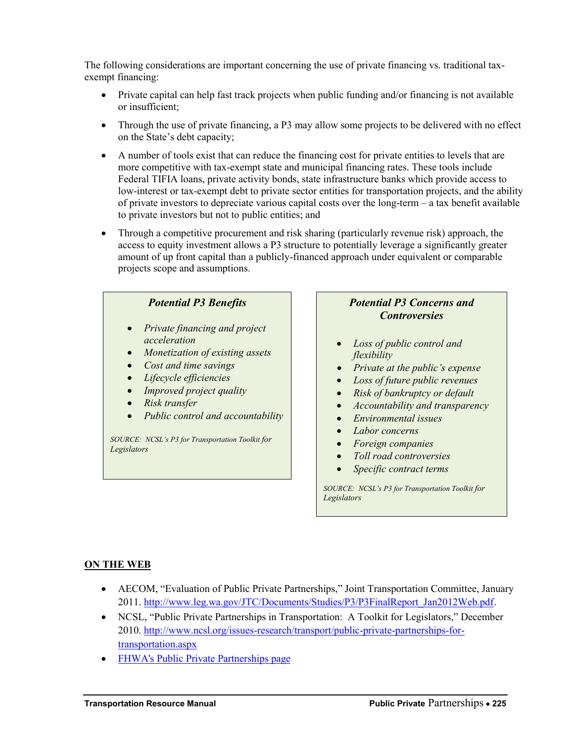The following considerations are important concerning the use of private financing vs. traditional tax-exempt financing:

- Private capital can help fast track projects when public funding and/or financing is not available or insufficient;
- Through the use of private financing, a P3 may allow some projects to be delivered with no effect on the State's debt capacity;
- A number of tools exist that can reduce the financing cost for private entities to levels that are more competitive with tax-exempt state and municipal financing rates. These tools include Federal TIFIA loans, private activity bonds, state infrastructure banks which provide access to low-interest or tax-exempt debt to private sector entities for transportation projects, and the ability of private investors to depreciate various capital costs over the long-term – a tax benefit available to private investors but not to public entities; and
- Through a competitive procurement and risk sharing (particularly revenue risk) approach, the access to equity investment allows a P3 structure to potentially leverage a significantly greater amount of up front capital than a publicly-financed approach under equivalent or comparable projects scope and assumptions.

***Potential P3 Benefits***

- *Private financing and project acceleration*
- *Monetization of existing assets*
- *Cost and time savings*
- *Lifecycle efficiencies*
- *Improved project quality*
- *Risk transfer*
- *Public control and accountability*

*SOURCE: NCSL's P3 for Transportation Toolkit for Legislators*

***Potential P3 Concerns and Controversies***

- *Loss of public control and flexibility*
- *Private at the public's expense*
- *Loss of future public revenues*
- *Risk of bankruptcy or default*
- *Accountability and transparency*
- *Environmental issues*
- *Labor concerns*
- *Foreign companies*
- *Toll road controversies*
- *Specific contract terms*

*SOURCE: NCSL's P3 for Transportation Toolkit for Legislators*

**ON THE WEB**

- AECOM, "Evaluation of Public Private Partnerships," Joint Transportation Committee, January 2011. http://www.leg.wa.gov/JTC/Documents/Studies/P3/P3FinalReport_Jan2012Web.pdf.
- NCSL, "Public Private Partnerships in Transportation: A Toolkit for Legislators," December 2010. http://www.ncsl.org/issues-research/transport/public-private-partnerships-for-transportation.aspx
- FHWA's Public Private Partnerships page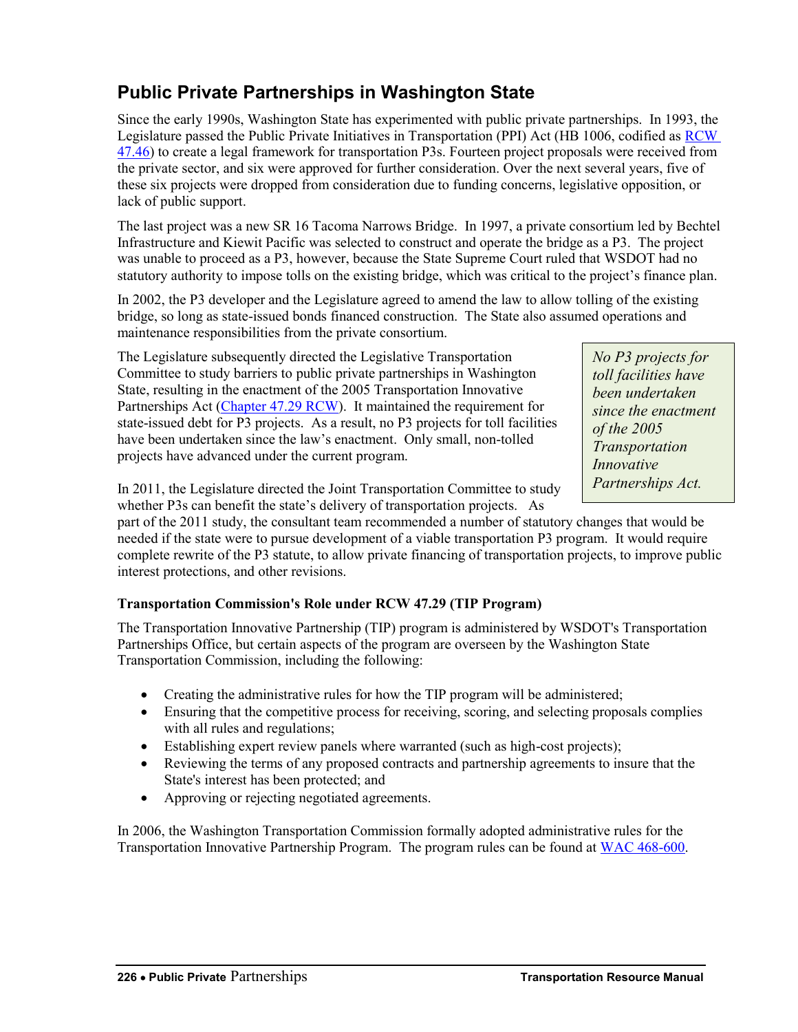## Public Private Partnerships in Washington State

Since the early 1990s, Washington State has experimented with public private partnerships. In 1993, the Legislature passed the Public Private Initiatives in Transportation (PPI) Act (HB 1006, codified as [RCW 47.46](RCW 47.46)) to create a legal framework for transportation P3s. Fourteen project proposals were received from the private sector, and six were approved for further consideration. Over the next several years, five of these six projects were dropped from consideration due to funding concerns, legislative opposition, or lack of public support.

The last project was a new SR 16 Tacoma Narrows Bridge. In 1997, a private consortium led by Bechtel Infrastructure and Kiewit Pacific was selected to construct and operate the bridge as a P3. The project was unable to proceed as a P3, however, because the State Supreme Court ruled that WSDOT had no statutory authority to impose tolls on the existing bridge, which was critical to the project's finance plan.

In 2002, the P3 developer and the Legislature agreed to amend the law to allow tolling of the existing bridge, so long as state-issued bonds financed construction. The State also assumed operations and maintenance responsibilities from the private consortium.

The Legislature subsequently directed the Legislative Transportation Committee to study barriers to public private partnerships in Washington State, resulting in the enactment of the 2005 Transportation Innovative Partnerships Act (Chapter 47.29 RCW). It maintained the requirement for state-issued debt for P3 projects. As a result, no P3 projects for toll facilities have been undertaken since the law's enactment. Only small, non-tolled projects have advanced under the current program.

> *No P3 projects for toll facilities have been undertaken since the enactment of the 2005 Transportation Innovative Partnerships Act.*

In 2011, the Legislature directed the Joint Transportation Committee to study whether P3s can benefit the state's delivery of transportation projects. As part of the 2011 study, the consultant team recommended a number of statutory changes that would be needed if the state were to pursue development of a viable transportation P3 program. It would require complete rewrite of the P3 statute, to allow private financing of transportation projects, to improve public interest protections, and other revisions.

**Transportation Commission's Role under RCW 47.29 (TIP Program)**

The Transportation Innovative Partnership (TIP) program is administered by WSDOT's Transportation Partnerships Office, but certain aspects of the program are overseen by the Washington State Transportation Commission, including the following:

- Creating the administrative rules for how the TIP program will be administered;
- Ensuring that the competitive process for receiving, scoring, and selecting proposals complies with all rules and regulations;
- Establishing expert review panels where warranted (such as high-cost projects);
- Reviewing the terms of any proposed contracts and partnership agreements to insure that the State's interest has been protected; and
- Approving or rejecting negotiated agreements.

In 2006, the Washington Transportation Commission formally adopted administrative rules for the Transportation Innovative Partnership Program. The program rules can be found at WAC 468-600.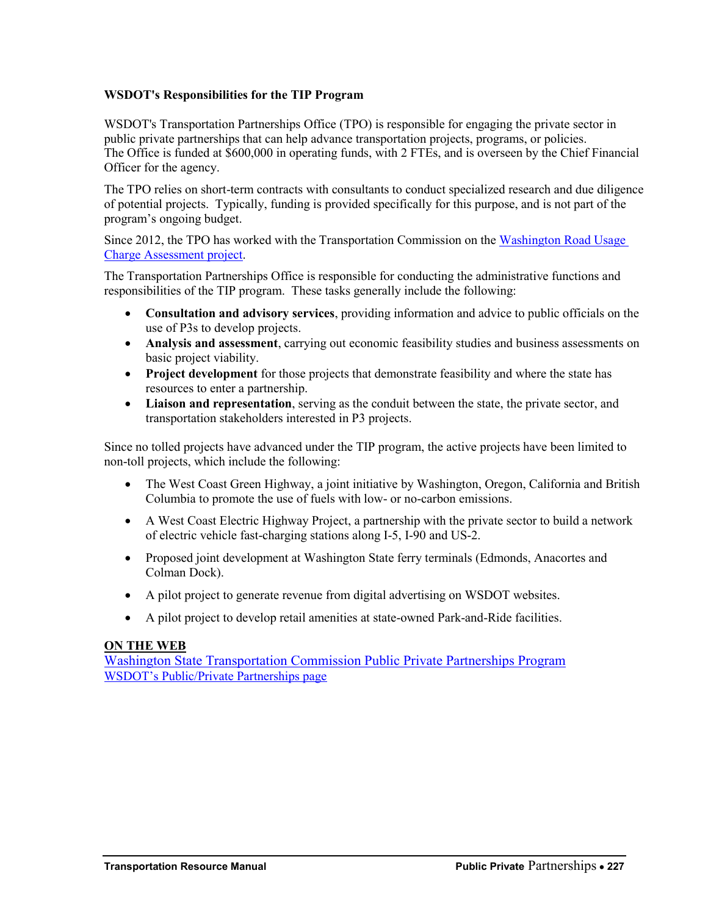### WSDOT's Responsibilities for the TIP Program

WSDOT's Transportation Partnerships Office (TPO) is responsible for engaging the private sector in public private partnerships that can help advance transportation projects, programs, or policies. The Office is funded at $600,000 in operating funds, with 2 FTEs, and is overseen by the Chief Financial Officer for the agency.

The TPO relies on short-term contracts with consultants to conduct specialized research and due diligence of potential projects. Typically, funding is provided specifically for this purpose, and is not part of the program's ongoing budget.

Since 2012, the TPO has worked with the Transportation Commission on the Washington Road Usage Charge Assessment project.

The Transportation Partnerships Office is responsible for conducting the administrative functions and responsibilities of the TIP program. These tasks generally include the following:

- **Consultation and advisory services**, providing information and advice to public officials on the use of P3s to develop projects.
- **Analysis and assessment**, carrying out economic feasibility studies and business assessments on basic project viability.
- **Project development** for those projects that demonstrate feasibility and where the state has resources to enter a partnership.
- **Liaison and representation**, serving as the conduit between the state, the private sector, and transportation stakeholders interested in P3 projects.

Since no tolled projects have advanced under the TIP program, the active projects have been limited to non-toll projects, which include the following:

- The West Coast Green Highway, a joint initiative by Washington, Oregon, California and British Columbia to promote the use of fuels with low- or no-carbon emissions.
- A West Coast Electric Highway Project, a partnership with the private sector to build a network of electric vehicle fast-charging stations along I-5, I-90 and US-2.
- Proposed joint development at Washington State ferry terminals (Edmonds, Anacortes and Colman Dock).
- A pilot project to generate revenue from digital advertising on WSDOT websites.
- A pilot project to develop retail amenities at state-owned Park-and-Ride facilities.

**ON THE WEB**

Washington State Transportation Commission Public Private Partnerships Program
WSDOT's Public/Private Partnerships page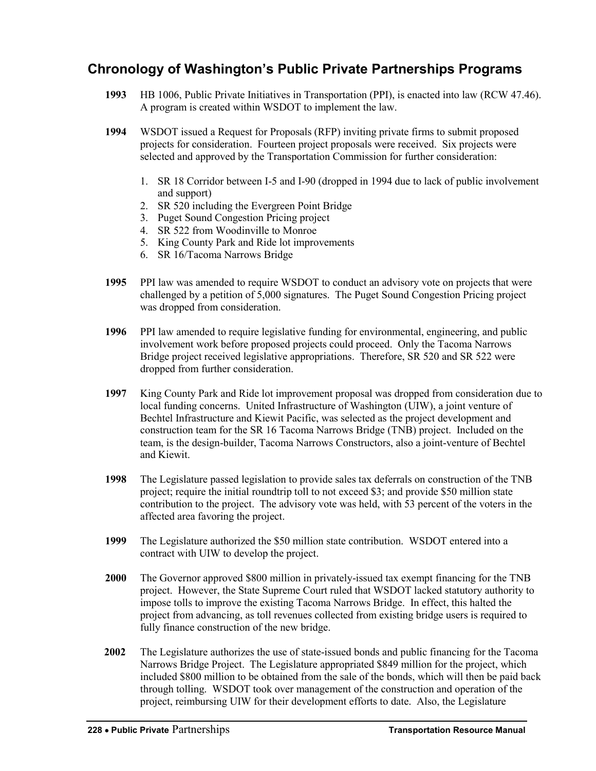## Chronology of Washington's Public Private Partnerships Programs

**1993** HB 1006, Public Private Initiatives in Transportation (PPI), is enacted into law (RCW 47.46). A program is created within WSDOT to implement the law.

**1994** WSDOT issued a Request for Proposals (RFP) inviting private firms to submit proposed projects for consideration. Fourteen project proposals were received. Six projects were selected and approved by the Transportation Commission for further consideration:

1. SR 18 Corridor between I-5 and I-90 (dropped in 1994 due to lack of public involvement and support)
2. SR 520 including the Evergreen Point Bridge
3. Puget Sound Congestion Pricing project
4. SR 522 from Woodinville to Monroe
5. King County Park and Ride lot improvements
6. SR 16/Tacoma Narrows Bridge

**1995** PPI law was amended to require WSDOT to conduct an advisory vote on projects that were challenged by a petition of 5,000 signatures. The Puget Sound Congestion Pricing project was dropped from consideration.

**1996** PPI law amended to require legislative funding for environmental, engineering, and public involvement work before proposed projects could proceed. Only the Tacoma Narrows Bridge project received legislative appropriations. Therefore, SR 520 and SR 522 were dropped from further consideration.

**1997** King County Park and Ride lot improvement proposal was dropped from consideration due to local funding concerns. United Infrastructure of Washington (UIW), a joint venture of Bechtel Infrastructure and Kiewit Pacific, was selected as the project development and construction team for the SR 16 Tacoma Narrows Bridge (TNB) project. Included on the team, is the design-builder, Tacoma Narrows Constructors, also a joint-venture of Bechtel and Kiewit.

**1998** The Legislature passed legislation to provide sales tax deferrals on construction of the TNB project; require the initial roundtrip toll to not exceed $3; and provide $50 million state contribution to the project. The advisory vote was held, with 53 percent of the voters in the affected area favoring the project.

**1999** The Legislature authorized the $50 million state contribution. WSDOT entered into a contract with UIW to develop the project.

**2000** The Governor approved $800 million in privately-issued tax exempt financing for the TNB project. However, the State Supreme Court ruled that WSDOT lacked statutory authority to impose tolls to improve the existing Tacoma Narrows Bridge. In effect, this halted the project from advancing, as toll revenues collected from existing bridge users is required to fully finance construction of the new bridge.

**2002** The Legislature authorizes the use of state-issued bonds and public financing for the Tacoma Narrows Bridge Project. The Legislature appropriated $849 million for the project, which included $800 million to be obtained from the sale of the bonds, which will then be paid back through tolling. WSDOT took over management of the construction and operation of the project, reimbursing UIW for their development efforts to date. Also, the Legislature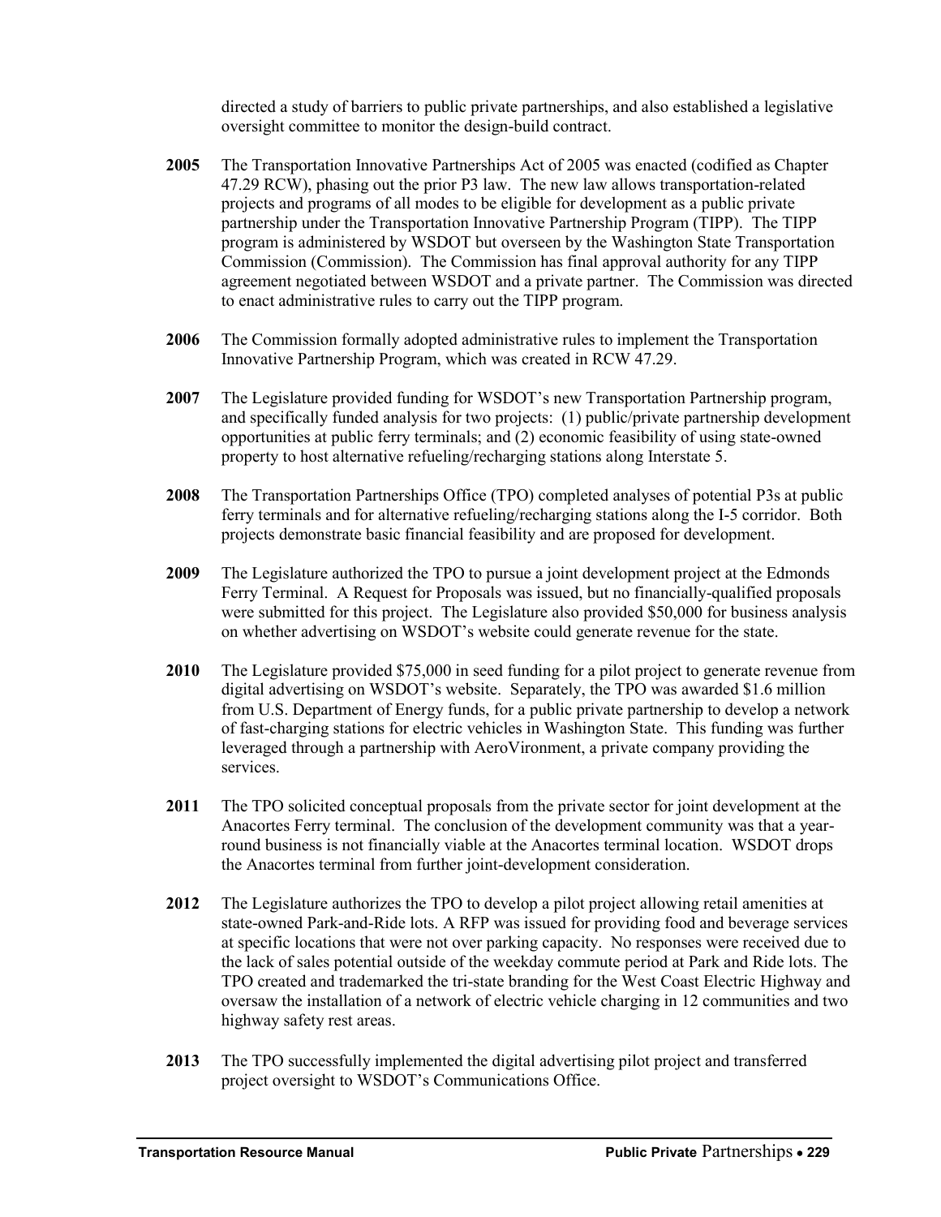directed a study of barriers to public private partnerships, and also established a legislative oversight committee to monitor the design-build contract.

**2005** The Transportation Innovative Partnerships Act of 2005 was enacted (codified as Chapter 47.29 RCW), phasing out the prior P3 law. The new law allows transportation-related projects and programs of all modes to be eligible for development as a public private partnership under the Transportation Innovative Partnership Program (TIPP). The TIPP program is administered by WSDOT but overseen by the Washington State Transportation Commission (Commission). The Commission has final approval authority for any TIPP agreement negotiated between WSDOT and a private partner. The Commission was directed to enact administrative rules to carry out the TIPP program.

**2006** The Commission formally adopted administrative rules to implement the Transportation Innovative Partnership Program, which was created in RCW 47.29.

**2007** The Legislature provided funding for WSDOT's new Transportation Partnership program, and specifically funded analysis for two projects: (1) public/private partnership development opportunities at public ferry terminals; and (2) economic feasibility of using state-owned property to host alternative refueling/recharging stations along Interstate 5.

**2008** The Transportation Partnerships Office (TPO) completed analyses of potential P3s at public ferry terminals and for alternative refueling/recharging stations along the I-5 corridor. Both projects demonstrate basic financial feasibility and are proposed for development.

**2009** The Legislature authorized the TPO to pursue a joint development project at the Edmonds Ferry Terminal. A Request for Proposals was issued, but no financially-qualified proposals were submitted for this project. The Legislature also provided $50,000 for business analysis on whether advertising on WSDOT's website could generate revenue for the state.

**2010** The Legislature provided $75,000 in seed funding for a pilot project to generate revenue from digital advertising on WSDOT's website. Separately, the TPO was awarded $1.6 million from U.S. Department of Energy funds, for a public private partnership to develop a network of fast-charging stations for electric vehicles in Washington State. This funding was further leveraged through a partnership with AeroVironment, a private company providing the services.

**2011** The TPO solicited conceptual proposals from the private sector for joint development at the Anacortes Ferry terminal. The conclusion of the development community was that a year-round business is not financially viable at the Anacortes terminal location. WSDOT drops the Anacortes terminal from further joint-development consideration.

**2012** The Legislature authorizes the TPO to develop a pilot project allowing retail amenities at state-owned Park-and-Ride lots. A RFP was issued for providing food and beverage services at specific locations that were not over parking capacity. No responses were received due to the lack of sales potential outside of the weekday commute period at Park and Ride lots. The TPO created and trademarked the tri-state branding for the West Coast Electric Highway and oversaw the installation of a network of electric vehicle charging in 12 communities and two highway safety rest areas.

**2013** The TPO successfully implemented the digital advertising pilot project and transferred project oversight to WSDOT's Communications Office.